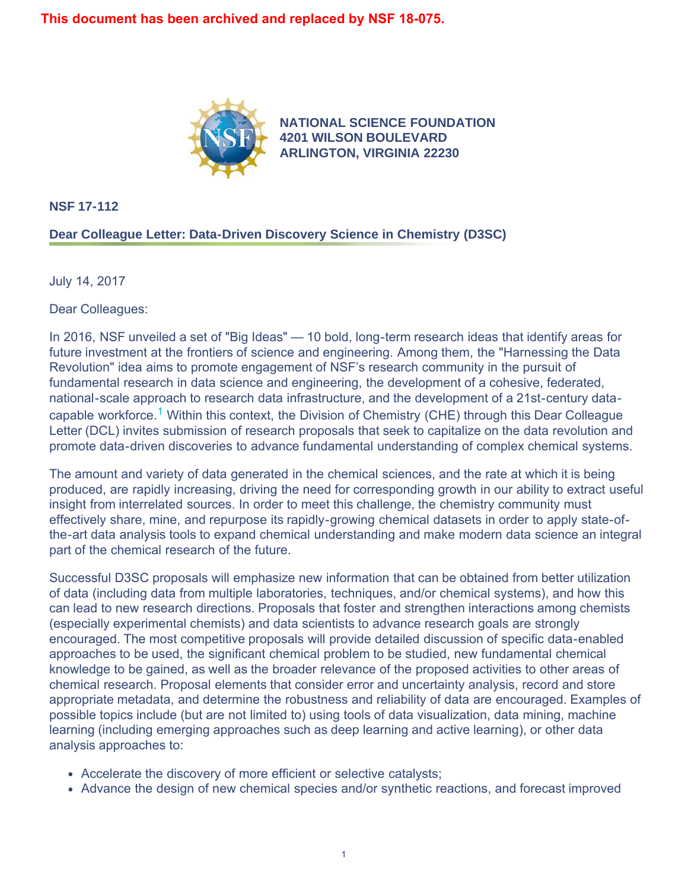This document has been archived and replaced by NSF 18-075.

**NATIONAL SCIENCE FOUNDATION**
**4201 WILSON BOULEVARD**
**ARLINGTON, VIRGINIA 22230**

**NSF 17-112**

## Dear Colleague Letter: Data-Driven Discovery Science in Chemistry (D3SC)

July 14, 2017

Dear Colleagues:

In 2016, NSF unveiled a set of "Big Ideas" — 10 bold, long-term research ideas that identify areas for future investment at the frontiers of science and engineering. Among them, the "Harnessing the Data Revolution" idea aims to promote engagement of NSF's research community in the pursuit of fundamental research in data science and engineering, the development of a cohesive, federated, national-scale approach to research data infrastructure, and the development of a 21st-century data-capable workforce.[1] Within this context, the Division of Chemistry (CHE) through this Dear Colleague Letter (DCL) invites submission of research proposals that seek to capitalize on the data revolution and promote data-driven discoveries to advance fundamental understanding of complex chemical systems.

The amount and variety of data generated in the chemical sciences, and the rate at which it is being produced, are rapidly increasing, driving the need for corresponding growth in our ability to extract useful insight from interrelated sources. In order to meet this challenge, the chemistry community must effectively share, mine, and repurpose its rapidly-growing chemical datasets in order to apply state-of-the-art data analysis tools to expand chemical understanding and make modern data science an integral part of the chemical research of the future.

Successful D3SC proposals will emphasize new information that can be obtained from better utilization of data (including data from multiple laboratories, techniques, and/or chemical systems), and how this can lead to new research directions. Proposals that foster and strengthen interactions among chemists (especially experimental chemists) and data scientists to advance research goals are strongly encouraged. The most competitive proposals will provide detailed discussion of specific data-enabled approaches to be used, the significant chemical problem to be studied, new fundamental chemical knowledge to be gained, as well as the broader relevance of the proposed activities to other areas of chemical research. Proposal elements that consider error and uncertainty analysis, record and store appropriate metadata, and determine the robustness and reliability of data are encouraged. Examples of possible topics include (but are not limited to) using tools of data visualization, data mining, machine learning (including emerging approaches such as deep learning and active learning), or other data analysis approaches to:

- Accelerate the discovery of more efficient or selective catalysts;
- Advance the design of new chemical species and/or synthetic reactions, and forecast improved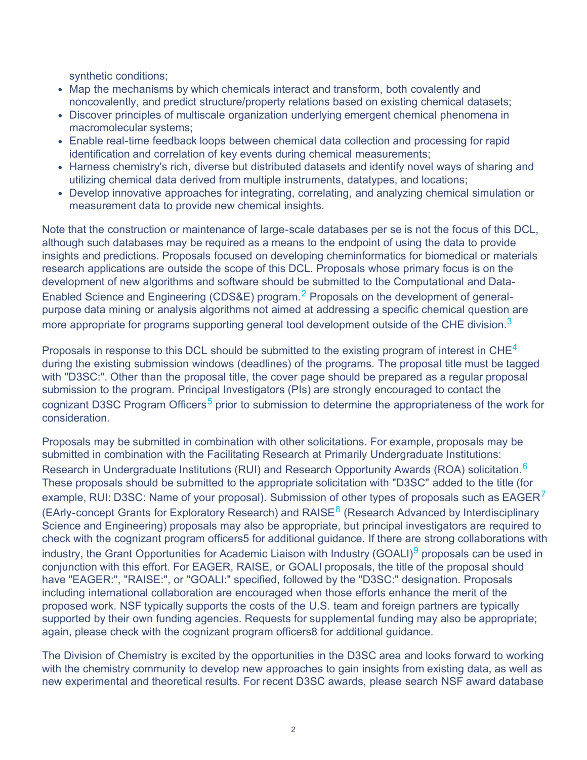synthetic conditions;

- Map the mechanisms by which chemicals interact and transform, both covalently and noncovalently, and predict structure/property relations based on existing chemical datasets;
- Discover principles of multiscale organization underlying emergent chemical phenomena in macromolecular systems;
- Enable real-time feedback loops between chemical data collection and processing for rapid identification and correlation of key events during chemical measurements;
- Harness chemistry's rich, diverse but distributed datasets and identify novel ways of sharing and utilizing chemical data derived from multiple instruments, datatypes, and locations;
- Develop innovative approaches for integrating, correlating, and analyzing chemical simulation or measurement data to provide new chemical insights.

Note that the construction or maintenance of large-scale databases per se is not the focus of this DCL, although such databases may be required as a means to the endpoint of using the data to provide insights and predictions. Proposals focused on developing cheminformatics for biomedical or materials research applications are outside the scope of this DCL. Proposals whose primary focus is on the development of new algorithms and software should be submitted to the Computational and Data-Enabled Science and Engineering (CDS&E) program.[2] Proposals on the development of general-purpose data mining or analysis algorithms not aimed at addressing a specific chemical question are more appropriate for programs supporting general tool development outside of the CHE division.[3]

Proposals in response to this DCL should be submitted to the existing program of interest in CHE[4] during the existing submission windows (deadlines) of the programs. The proposal title must be tagged with "D3SC:". Other than the proposal title, the cover page should be prepared as a regular proposal submission to the program. Principal Investigators (PIs) are strongly encouraged to contact the cognizant D3SC Program Officers[5] prior to submission to determine the appropriateness of the work for consideration.

Proposals may be submitted in combination with other solicitations. For example, proposals may be submitted in combination with the Facilitating Research at Primarily Undergraduate Institutions: Research in Undergraduate Institutions (RUI) and Research Opportunity Awards (ROA) solicitation.[6] These proposals should be submitted to the appropriate solicitation with "D3SC" added to the title (for example, RUI: D3SC: Name of your proposal). Submission of other types of proposals such as EAGER[7] (EArly-concept Grants for Exploratory Research) and RAISE[8] (Research Advanced by Interdisciplinary Science and Engineering) proposals may also be appropriate, but principal investigators are required to check with the cognizant program officers5 for additional guidance. If there are strong collaborations with industry, the Grant Opportunities for Academic Liaison with Industry (GOALI)[9] proposals can be used in conjunction with this effort. For EAGER, RAISE, or GOALI proposals, the title of the proposal should have "EAGER:", "RAISE:", or "GOALI:" specified, followed by the "D3SC:" designation. Proposals including international collaboration are encouraged when those efforts enhance the merit of the proposed work. NSF typically supports the costs of the U.S. team and foreign partners are typically supported by their own funding agencies. Requests for supplemental funding may also be appropriate; again, please check with the cognizant program officers8 for additional guidance.

The Division of Chemistry is excited by the opportunities in the D3SC area and looks forward to working with the chemistry community to develop new approaches to gain insights from existing data, as well as new experimental and theoretical results. For recent D3SC awards, please search NSF award database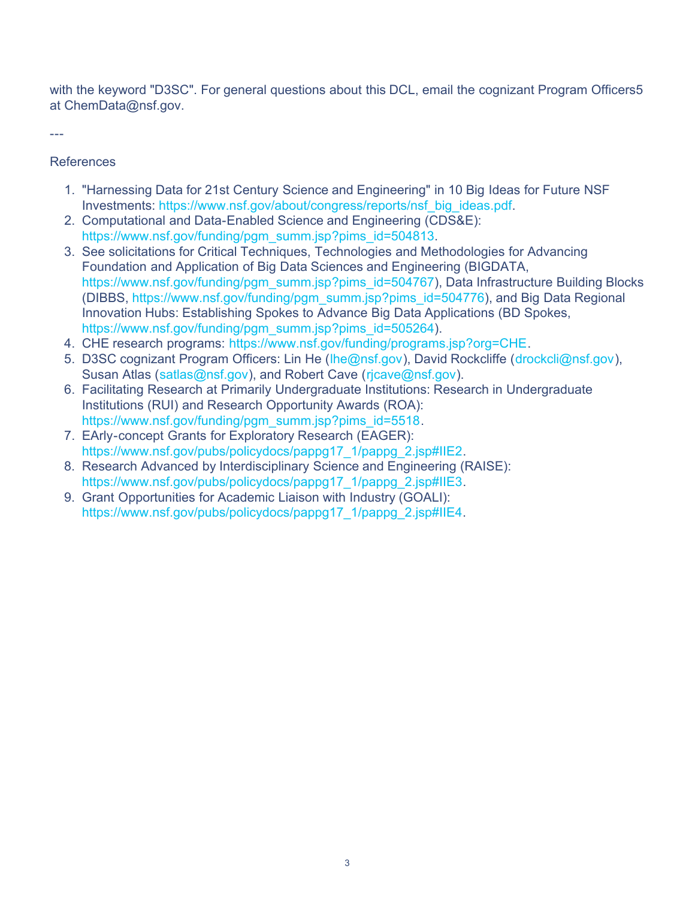with the keyword "D3SC". For general questions about this DCL, email the cognizant Program Officers[5] at ChemData@nsf.gov.

---

References

1. "Harnessing Data for 21st Century Science and Engineering" in 10 Big Ideas for Future NSF Investments: https://www.nsf.gov/about/congress/reports/nsf_big_ideas.pdf.
2. Computational and Data-Enabled Science and Engineering (CDS&E): https://www.nsf.gov/funding/pgm_summ.jsp?pims_id=504813.
3. See solicitations for Critical Techniques, Technologies and Methodologies for Advancing Foundation and Application of Big Data Sciences and Engineering (BIGDATA, https://www.nsf.gov/funding/pgm_summ.jsp?pims_id=504767), Data Infrastructure Building Blocks (DIBBS, https://www.nsf.gov/funding/pgm_summ.jsp?pims_id=504776), and Big Data Regional Innovation Hubs: Establishing Spokes to Advance Big Data Applications (BD Spokes, https://www.nsf.gov/funding/pgm_summ.jsp?pims_id=505264).
4. CHE research programs: https://www.nsf.gov/funding/programs.jsp?org=CHE.
5. D3SC cognizant Program Officers: Lin He (lhe@nsf.gov), David Rockcliffe (drockcli@nsf.gov), Susan Atlas (satlas@nsf.gov), and Robert Cave (rjcave@nsf.gov).
6. Facilitating Research at Primarily Undergraduate Institutions: Research in Undergraduate Institutions (RUI) and Research Opportunity Awards (ROA): https://www.nsf.gov/funding/pgm_summ.jsp?pims_id=5518.
7. EArly-concept Grants for Exploratory Research (EAGER): https://www.nsf.gov/pubs/policydocs/pappg17_1/pappg_2.jsp#IIE2.
8. Research Advanced by Interdisciplinary Science and Engineering (RAISE): https://www.nsf.gov/pubs/policydocs/pappg17_1/pappg_2.jsp#IIE3.
9. Grant Opportunities for Academic Liaison with Industry (GOALI): https://www.nsf.gov/pubs/policydocs/pappg17_1/pappg_2.jsp#IIE4.